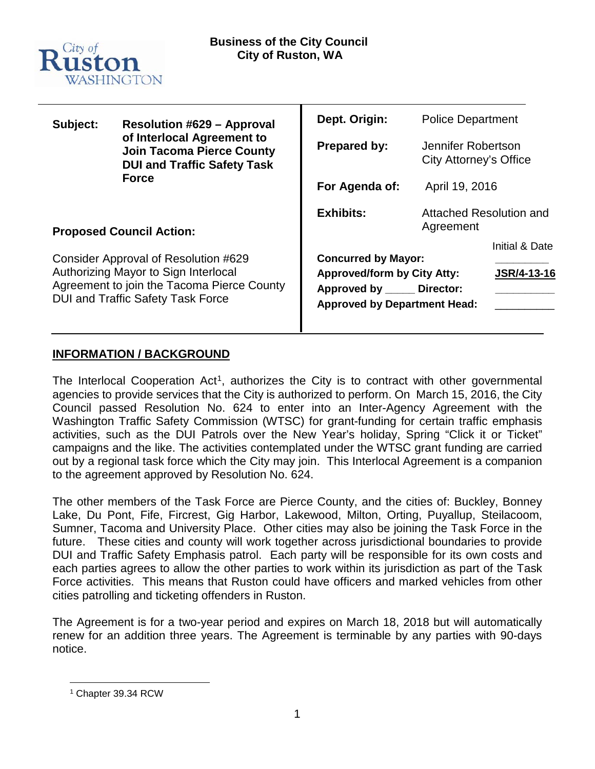City of Ruston WASHINGTON

**Business of the City Council**
**City of Ruston, WA**

| | | | |
|---|---|---|---|
| **Subject:** | **Resolution #629 – Approval of Interlocal Agreement to Join Tacoma Pierce County DUI and Traffic Safety Task Force** | **Dept. Origin:** | Police Department |
| | | **Prepared by:** | Jennifer Robertson City Attorney's Office |
| | | **For Agenda of:** | April 19, 2016 |
| | | **Exhibits:** | Attached Resolution and Agreement |

**Proposed Council Action:**

Consider Approval of Resolution #629 Authorizing Mayor to Sign Interlocal Agreement to join the Tacoma Pierce County DUI and Traffic Safety Task Force

| | Initial & Date |
|---|---|
| **Concurred by Mayor:** | ________ |
| **Approved/form by City Atty:** | **JSR/4-13-16** |
| **Approved by _____ Director:** | __________ |
| **Approved by Department Head:** | __________ |

## INFORMATION / BACKGROUND

The Interlocal Cooperation Act[1], authorizes the City is to contract with other governmental agencies to provide services that the City is authorized to perform. On March 15, 2016, the City Council passed Resolution No. 624 to enter into an Inter-Agency Agreement with the Washington Traffic Safety Commission (WTSC) for grant-funding for certain traffic emphasis activities, such as the DUI Patrols over the New Year's holiday, Spring "Click it or Ticket" campaigns and the like. The activities contemplated under the WTSC grant funding are carried out by a regional task force which the City may join. This Interlocal Agreement is a companion to the agreement approved by Resolution No. 624.

The other members of the Task Force are Pierce County, and the cities of: Buckley, Bonney Lake, Du Pont, Fife, Fircrest, Gig Harbor, Lakewood, Milton, Orting, Puyallup, Steilacoom, Sumner, Tacoma and University Place. Other cities may also be joining the Task Force in the future. These cities and county will work together across jurisdictional boundaries to provide DUI and Traffic Safety Emphasis patrol. Each party will be responsible for its own costs and each parties agrees to allow the other parties to work within its jurisdiction as part of the Task Force activities. This means that Ruston could have officers and marked vehicles from other cities patrolling and ticketing offenders in Ruston.

The Agreement is for a two-year period and expires on March 18, 2018 but will automatically renew for an addition three years. The Agreement is terminable by any parties with 90-days notice.

[1] Chapter 39.34 RCW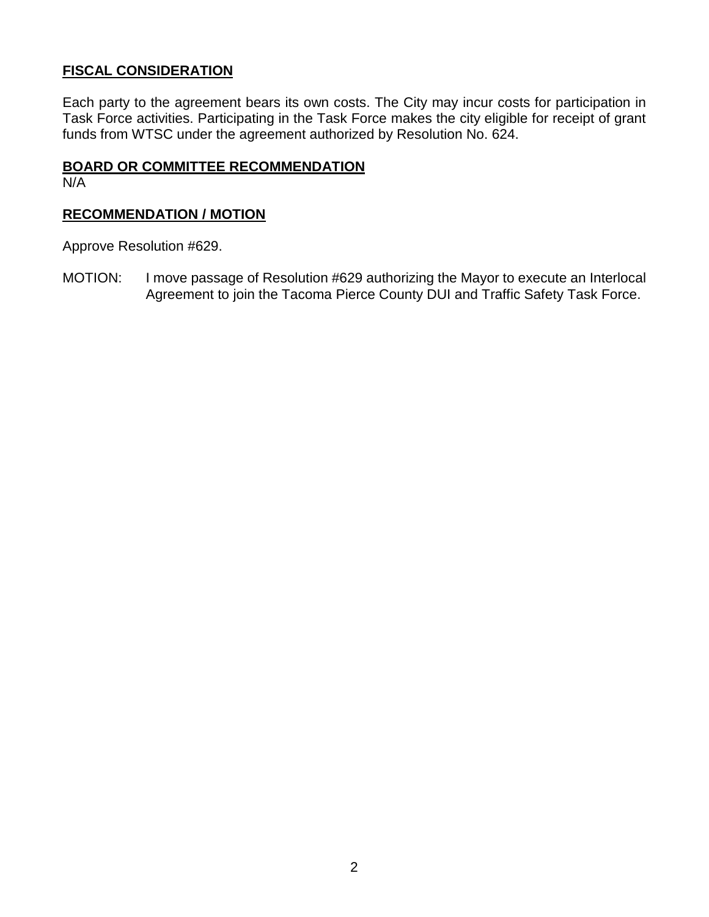## FISCAL CONSIDERATION

Each party to the agreement bears its own costs. The City may incur costs for participation in Task Force activities. Participating in the Task Force makes the city eligible for receipt of grant funds from WTSC under the agreement authorized by Resolution No. 624.

## BOARD OR COMMITTEE RECOMMENDATION

N/A

## RECOMMENDATION / MOTION

Approve Resolution #629.

MOTION: I move passage of Resolution #629 authorizing the Mayor to execute an Interlocal Agreement to join the Tacoma Pierce County DUI and Traffic Safety Task Force.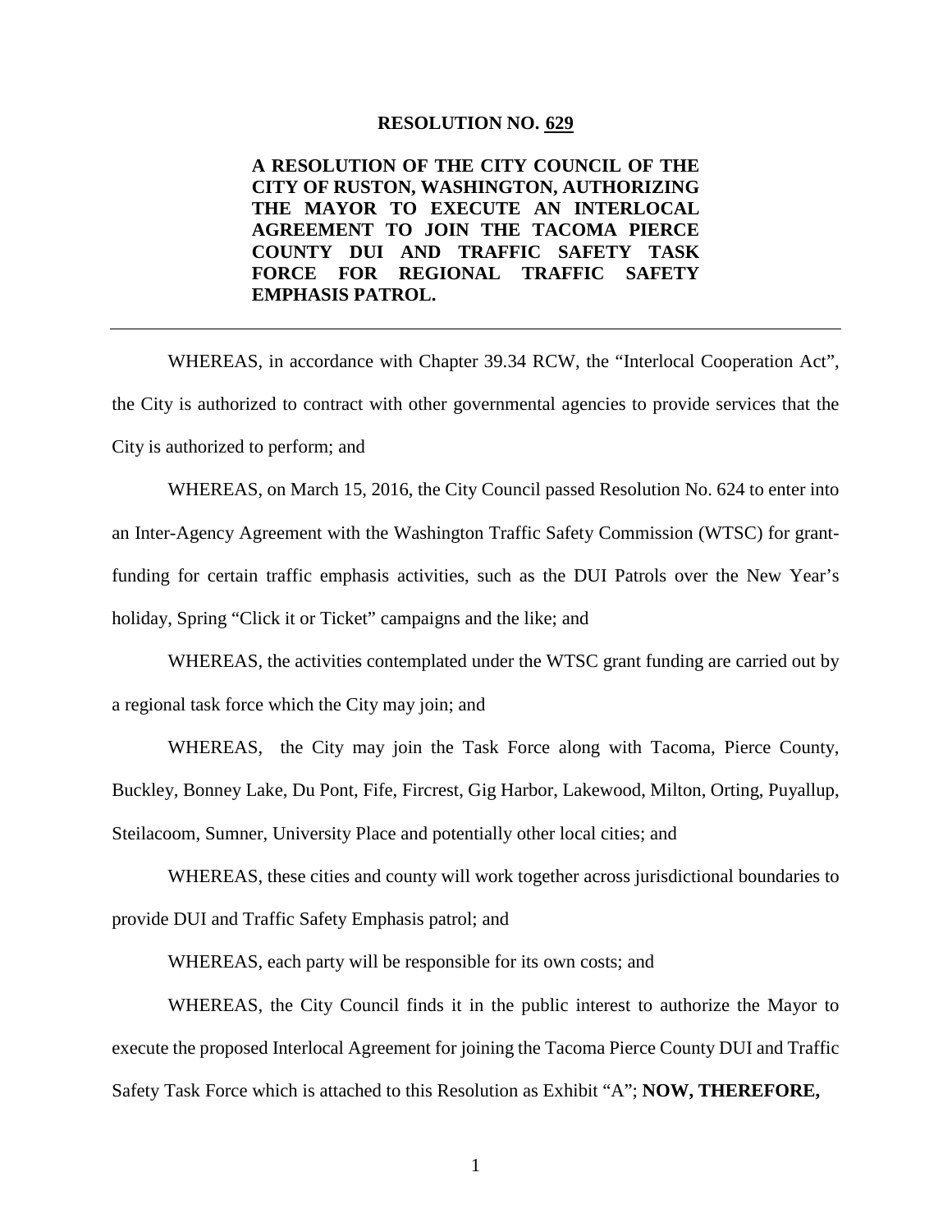**RESOLUTION NO. 629**

**A RESOLUTION OF THE CITY COUNCIL OF THE CITY OF RUSTON, WASHINGTON, AUTHORIZING THE MAYOR TO EXECUTE AN INTERLOCAL AGREEMENT TO JOIN THE TACOMA PIERCE COUNTY DUI AND TRAFFIC SAFETY TASK FORCE FOR REGIONAL TRAFFIC SAFETY EMPHASIS PATROL.**

---

WHEREAS, in accordance with Chapter 39.34 RCW, the "Interlocal Cooperation Act", the City is authorized to contract with other governmental agencies to provide services that the City is authorized to perform; and

WHEREAS, on March 15, 2016, the City Council passed Resolution No. 624 to enter into an Inter-Agency Agreement with the Washington Traffic Safety Commission (WTSC) for grant-funding for certain traffic emphasis activities, such as the DUI Patrols over the New Year's holiday, Spring "Click it or Ticket" campaigns and the like; and

WHEREAS, the activities contemplated under the WTSC grant funding are carried out by a regional task force which the City may join; and

WHEREAS, the City may join the Task Force along with Tacoma, Pierce County, Buckley, Bonney Lake, Du Pont, Fife, Fircrest, Gig Harbor, Lakewood, Milton, Orting, Puyallup, Steilacoom, Sumner, University Place and potentially other local cities; and

WHEREAS, these cities and county will work together across jurisdictional boundaries to provide DUI and Traffic Safety Emphasis patrol; and

WHEREAS, each party will be responsible for its own costs; and

WHEREAS, the City Council finds it in the public interest to authorize the Mayor to execute the proposed Interlocal Agreement for joining the Tacoma Pierce County DUI and Traffic Safety Task Force which is attached to this Resolution as Exhibit "A"; **NOW, THEREFORE,**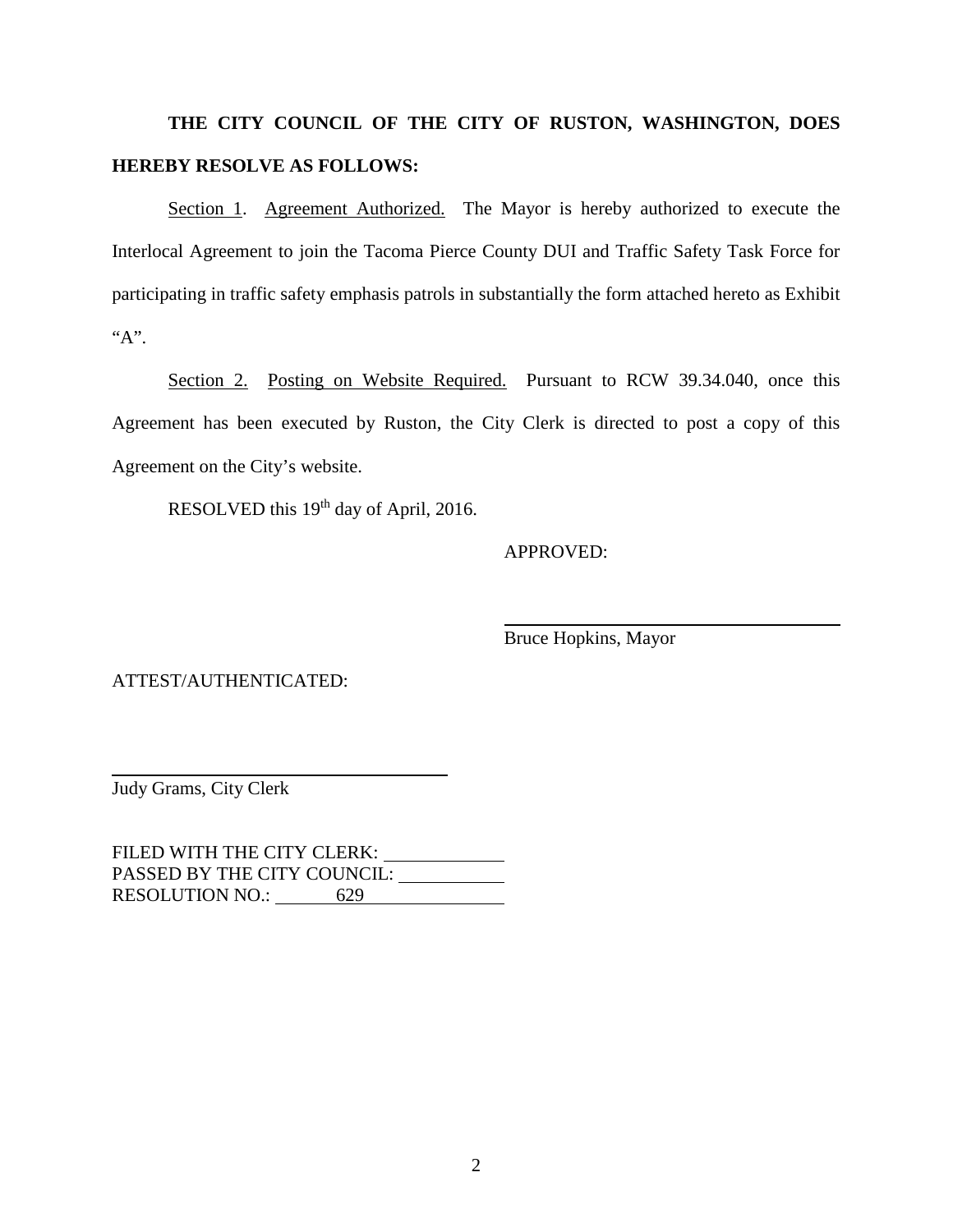**THE CITY COUNCIL OF THE CITY OF RUSTON, WASHINGTON, DOES HEREBY RESOLVE AS FOLLOWS:**

Section 1. Agreement Authorized. The Mayor is hereby authorized to execute the Interlocal Agreement to join the Tacoma Pierce County DUI and Traffic Safety Task Force for participating in traffic safety emphasis patrols in substantially the form attached hereto as Exhibit "A".

Section 2. Posting on Website Required. Pursuant to RCW 39.34.040, once this Agreement has been executed by Ruston, the City Clerk is directed to post a copy of this Agreement on the City's website.

RESOLVED this 19th day of April, 2016.

APPROVED:

\_\_\_\_\_\_\_\_\_\_\_\_\_\_\_\_\_\_\_\_\_\_\_\_\_\_\_\_\_\_\_\_\_\_\_\_\_\_\_\_

Bruce Hopkins, Mayor

ATTEST/AUTHENTICATED:

\_\_\_\_\_\_\_\_\_\_\_\_\_\_\_\_\_\_\_\_\_\_\_\_\_\_\_\_\_\_\_\_\_\_\_\_\_\_\_\_

Judy Grams, City Clerk

FILED WITH THE CITY CLERK: \_\_\_\_\_\_\_\_\_\_\_\_
PASSED BY THE CITY COUNCIL: \_\_\_\_\_\_\_\_\_\_\_\_
RESOLUTION NO.: 629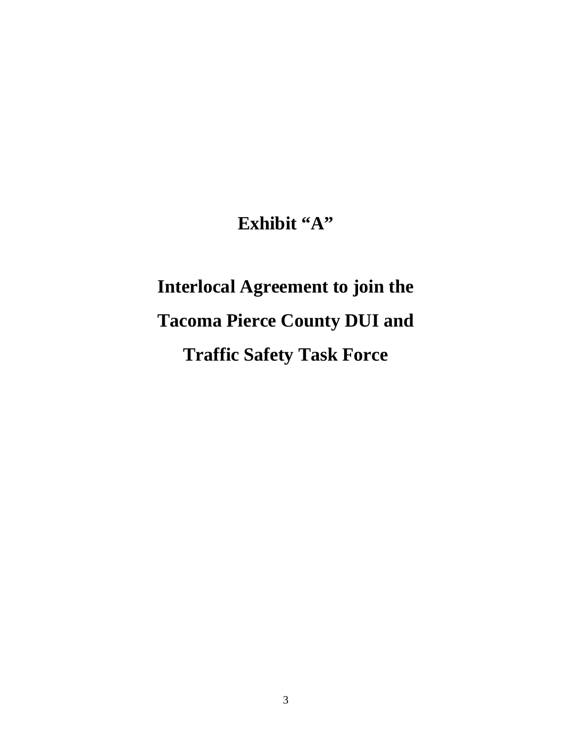# Exhibit "A"

# Interlocal Agreement to join the Tacoma Pierce County DUI and Traffic Safety Task Force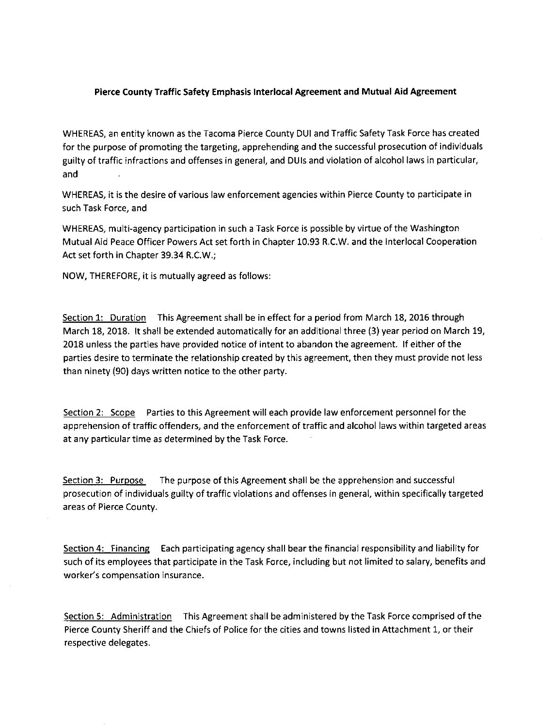**Pierce County Traffic Safety Emphasis Interlocal Agreement and Mutual Aid Agreement**

WHEREAS, an entity known as the Tacoma Pierce County DUI and Traffic Safety Task Force has created for the purpose of promoting the targeting, apprehending and the successful prosecution of individuals guilty of traffic infractions and offenses in general, and DUIs and violation of alcohol laws in particular, and

WHEREAS, it is the desire of various law enforcement agencies within Pierce County to participate in such Task Force, and

WHEREAS, multi-agency participation in such a Task Force is possible by virtue of the Washington Mutual Aid Peace Officer Powers Act set forth in Chapter 10.93 R.C.W. and the Interlocal Cooperation Act set forth in Chapter 39.34 R.C.W.;

NOW, THEREFORE, it is mutually agreed as follows:

Section 1: Duration This Agreement shall be in effect for a period from March 18, 2016 through March 18, 2018. It shall be extended automatically for an additional three (3) year period on March 19, 2018 unless the parties have provided notice of intent to abandon the agreement. If either of the parties desire to terminate the relationship created by this agreement, then they must provide not less than ninety (90) days written notice to the other party.

Section 2: Scope Parties to this Agreement will each provide law enforcement personnel for the apprehension of traffic offenders, and the enforcement of traffic and alcohol laws within targeted areas at any particular time as determined by the Task Force.

Section 3: Purpose The purpose of this Agreement shall be the apprehension and successful prosecution of individuals guilty of traffic violations and offenses in general, within specifically targeted areas of Pierce County.

Section 4: Financing Each participating agency shall bear the financial responsibility and liability for such of its employees that participate in the Task Force, including but not limited to salary, benefits and worker's compensation insurance.

Section 5: Administration This Agreement shall be administered by the Task Force comprised of the Pierce County Sheriff and the Chiefs of Police for the cities and towns listed in Attachment 1, or their respective delegates.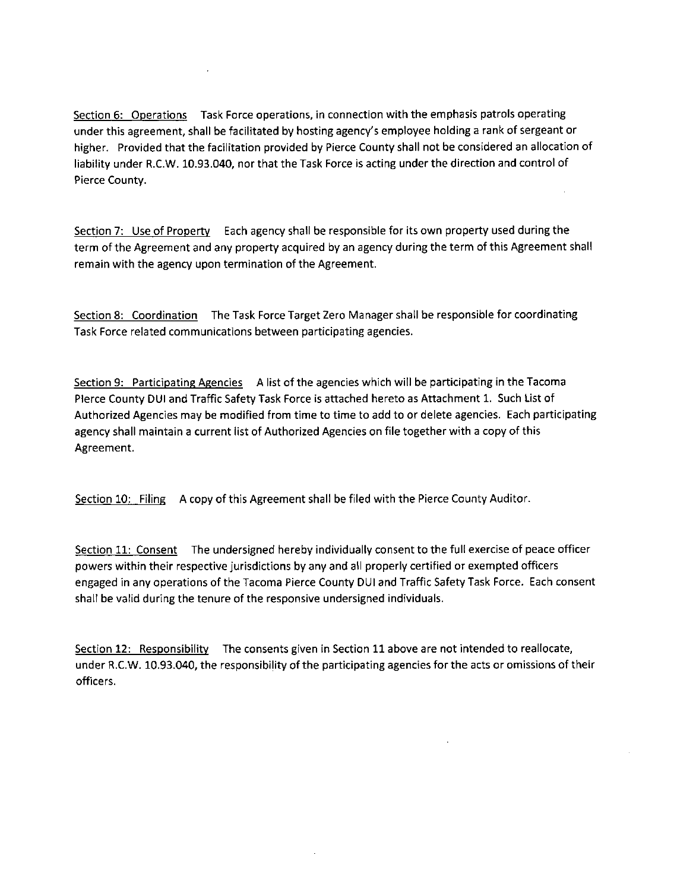Section 6: Operations Task Force operations, in connection with the emphasis patrols operating under this agreement, shall be facilitated by hosting agency's employee holding a rank of sergeant or higher. Provided that the facilitation provided by Pierce County shall not be considered an allocation of liability under R.C.W. 10.93.040, nor that the Task Force is acting under the direction and control of Pierce County.

Section 7: Use of Property Each agency shall be responsible for its own property used during the term of the Agreement and any property acquired by an agency during the term of this Agreement shall remain with the agency upon termination of the Agreement.

Section 8: Coordination The Task Force Target Zero Manager shall be responsible for coordinating Task Force related communications between participating agencies.

Section 9: Participating Agencies A list of the agencies which will be participating in the Tacoma Pierce County DUI and Traffic Safety Task Force is attached hereto as Attachment 1. Such List of Authorized Agencies may be modified from time to time to add to or delete agencies. Each participating agency shall maintain a current list of Authorized Agencies on file together with a copy of this Agreement.

Section 10: Filing A copy of this Agreement shall be filed with the Pierce County Auditor.

Section 11: Consent The undersigned hereby individually consent to the full exercise of peace officer powers within their respective jurisdictions by any and all properly certified or exempted officers engaged in any operations of the Tacoma Pierce County DUI and Traffic Safety Task Force. Each consent shall be valid during the tenure of the responsive undersigned individuals.

Section 12: Responsibility The consents given in Section 11 above are not intended to reallocate, under R.C.W. 10.93.040, the responsibility of the participating agencies for the acts or omissions of their officers.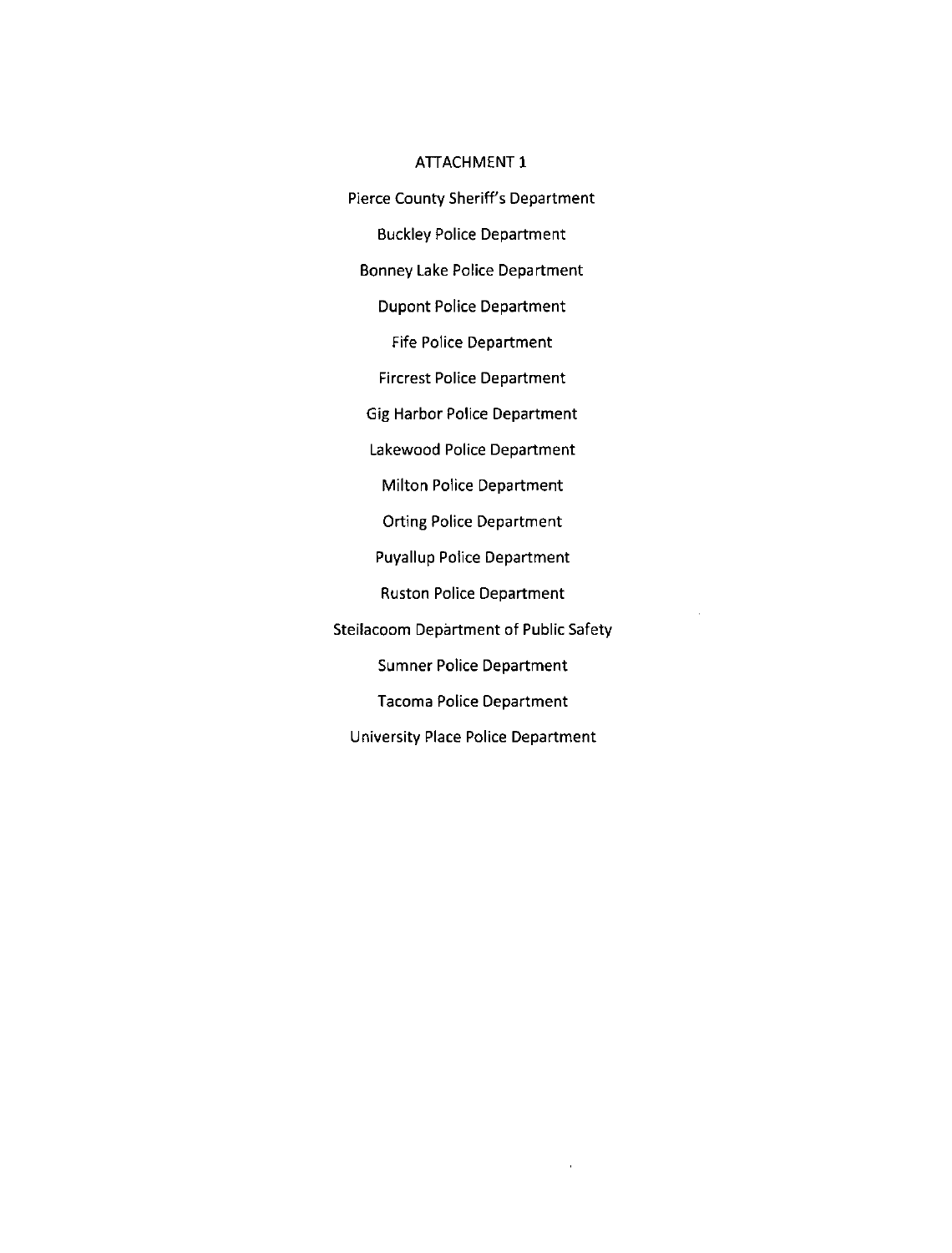# ATTACHMENT 1

Pierce County Sheriff's Department

Buckley Police Department

Bonney Lake Police Department

Dupont Police Department

Fife Police Department

Fircrest Police Department

Gig Harbor Police Department

Lakewood Police Department

Milton Police Department

Orting Police Department

Puyallup Police Department

Ruston Police Department

Steilacoom Department of Public Safety

Sumner Police Department

Tacoma Police Department

University Place Police Department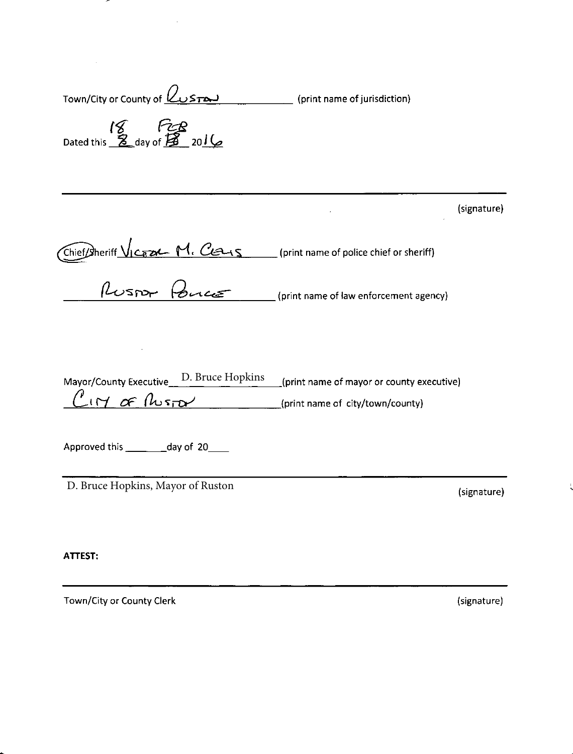Town/City or County of Ruston _______________ (print name of jurisdiction)

Dated this 18 day of FEB 2016

_______________________________________________ (signature)

Chief/Sheriff Victor M. Clark _______________ (print name of police chief or sheriff)

Ruston Police _______________ (print name of law enforcement agency)

Mayor/County Executive D. Bruce Hopkins _______________ (print name of mayor or county executive)

City of Ruston _______________ (print name of city/town/county)

Approved this ________ day of 20____

_______________________________________________

D. Bruce Hopkins, Mayor of Ruston (signature)

**ATTEST:**

_______________________________________________

Town/City or County Clerk (signature)